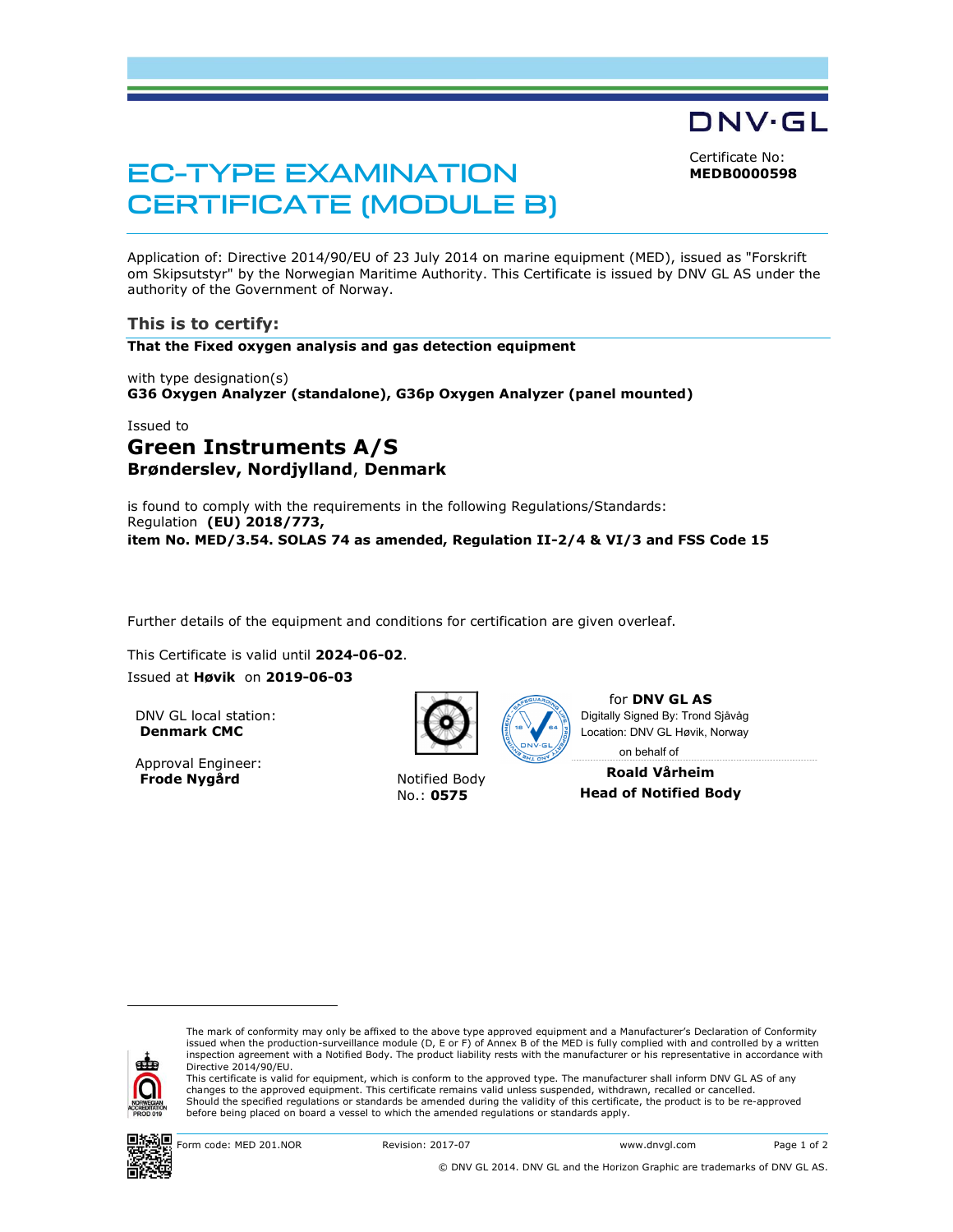DNV·GL

# EC-TYPE EXAMINATION CERTIFICATE (MODULE B)

Certificate No:
**MEDB0000598**

Application of: Directive 2014/90/EU of 23 July 2014 on marine equipment (MED), issued as "Forskrift om Skipsutstyr" by the Norwegian Maritime Authority. This Certificate is issued by DNV GL AS under the authority of the Government of Norway.

## This is to certify:

**That the Fixed oxygen analysis and gas detection equipment**

with type designation(s)
**G36 Oxygen Analyzer (standalone), G36p Oxygen Analyzer (panel mounted)**

Issued to

## Green Instruments A/S
**Brønderslev, Nordjylland**, **Denmark**

is found to comply with the requirements in the following Regulations/Standards:
Regulation **(EU) 2018/773,**
**item No. MED/3.54. SOLAS 74 as amended, Regulation II-2/4 & VI/3 and FSS Code 15**

Further details of the equipment and conditions for certification are given overleaf.

This Certificate is valid until **2024-06-02**.
Issued at **Høvik** on **2019-06-03**

DNV GL local station:
**Denmark CMC**

Approval Engineer:
**Frode Nygård**

Notified Body No.: **0575**

for **DNV GL AS**
Digitally Signed By: Trond Sjåvåg
Location: DNV GL Høvik, Norway
on behalf of

**Roald Vårheim**
**Head of Notified Body**

---

The mark of conformity may only be affixed to the above type approved equipment and a Manufacturer's Declaration of Conformity issued when the production-surveillance module (D, E or F) of Annex B of the MED is fully complied with and controlled by a written inspection agreement with a Notified Body. The product liability rests with the manufacturer or his representative in accordance with Directive 2014/90/EU.
This certificate is valid for equipment, which is conform to the approved type. The manufacturer shall inform DNV GL AS of any changes to the approved equipment. This certificate remains valid unless suspended, withdrawn, recalled or cancelled.
Should the specified regulations or standards be amended during the validity of this certificate, the product is to be re-approved before being placed on board a vessel to which the amended regulations or standards apply.

Form code: MED 201.NOR Revision: 2017-07 www.dnvgl.com

© DNV GL 2014. DNV GL and the Horizon Graphic are trademarks of DNV GL AS.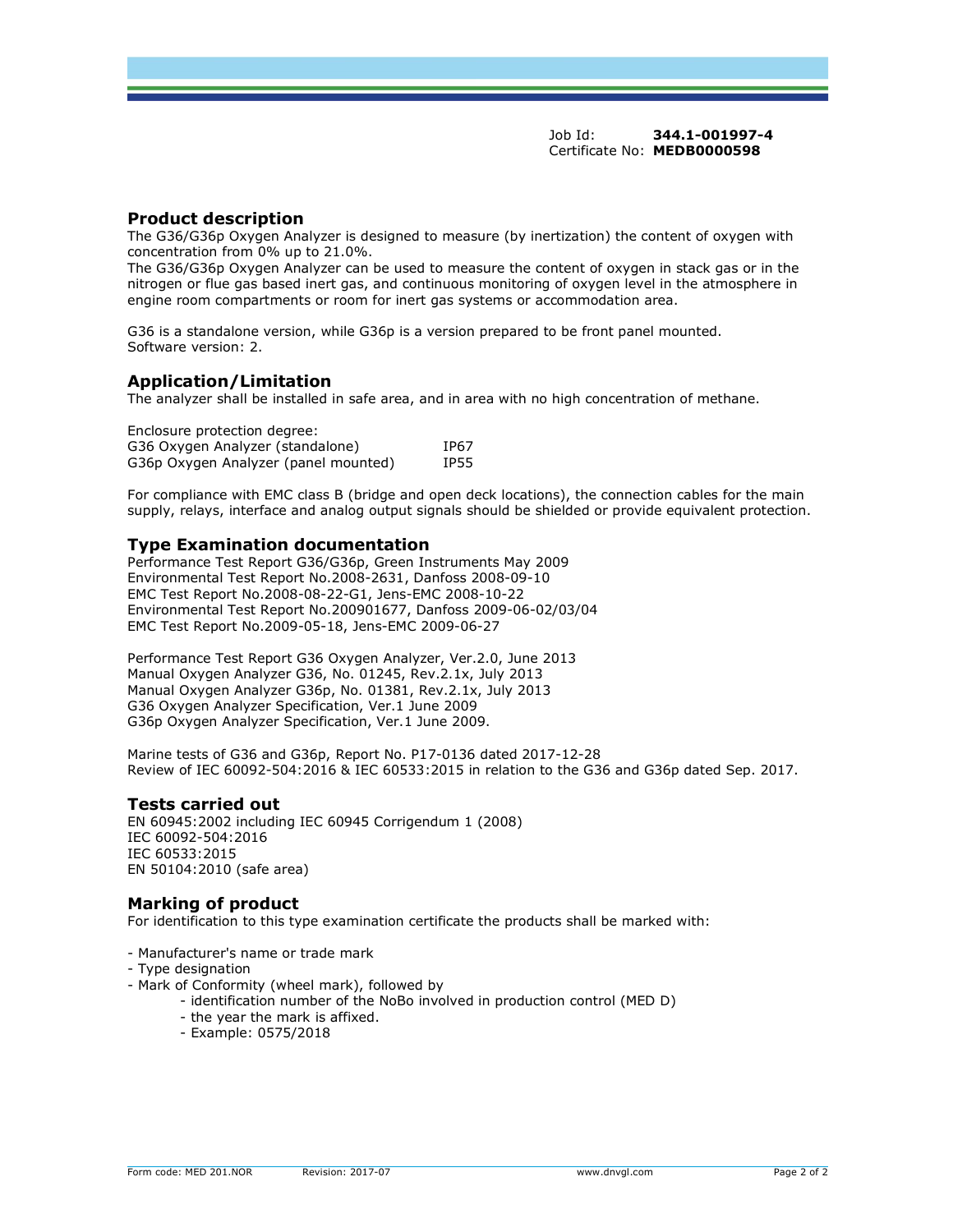Job Id: **344.1-001997-4**
Certificate No: **MEDB0000598**

## Product description

The G36/G36p Oxygen Analyzer is designed to measure (by inertization) the content of oxygen with concentration from 0% up to 21.0%.
The G36/G36p Oxygen Analyzer can be used to measure the content of oxygen in stack gas or in the nitrogen or flue gas based inert gas, and continuous monitoring of oxygen level in the atmosphere in engine room compartments or room for inert gas systems or accommodation area.

G36 is a standalone version, while G36p is a version prepared to be front panel mounted.
Software version: 2.

## Application/Limitation

The analyzer shall be installed in safe area, and in area with no high concentration of methane.

Enclosure protection degree:

| | |
|---|---|
| G36 Oxygen Analyzer (standalone) | IP67 |
| G36p Oxygen Analyzer (panel mounted) | IP55 |

For compliance with EMC class B (bridge and open deck locations), the connection cables for the main supply, relays, interface and analog output signals should be shielded or provide equivalent protection.

## Type Examination documentation

Performance Test Report G36/G36p, Green Instruments May 2009
Environmental Test Report No.2008-2631, Danfoss 2008-09-10
EMC Test Report No.2008-08-22-G1, Jens-EMC 2008-10-22
Environmental Test Report No.200901677, Danfoss 2009-06-02/03/04
EMC Test Report No.2009-05-18, Jens-EMC 2009-06-27

Performance Test Report G36 Oxygen Analyzer, Ver.2.0, June 2013
Manual Oxygen Analyzer G36, No. 01245, Rev.2.1x, July 2013
Manual Oxygen Analyzer G36p, No. 01381, Rev.2.1x, July 2013
G36 Oxygen Analyzer Specification, Ver.1 June 2009
G36p Oxygen Analyzer Specification, Ver.1 June 2009.

Marine tests of G36 and G36p, Report No. P17-0136 dated 2017-12-28
Review of IEC 60092-504:2016 & IEC 60533:2015 in relation to the G36 and G36p dated Sep. 2017.

## Tests carried out

EN 60945:2002 including IEC 60945 Corrigendum 1 (2008)
IEC 60092-504:2016
IEC 60533:2015
EN 50104:2010 (safe area)

## Marking of product

For identification to this type examination certificate the products shall be marked with:

- Manufacturer's name or trade mark
- Type designation
- Mark of Conformity (wheel mark), followed by
    - identification number of the NoBo involved in production control (MED D)
    - the year the mark is affixed.
    - Example: 0575/2018